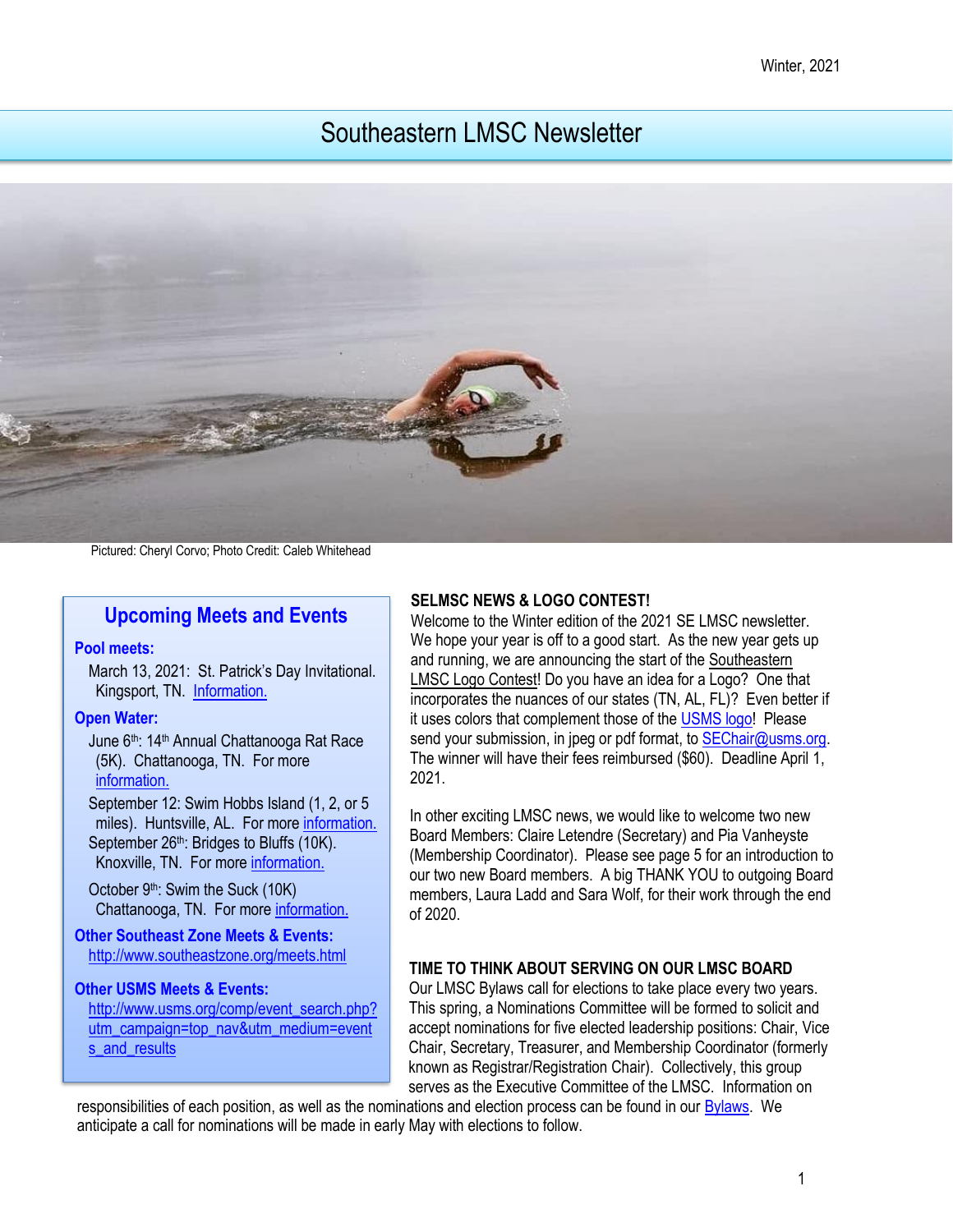Winter, 2021

# Southeastern LMSC Newsletter

Pictured: Cheryl Corvo; Photo Credit: Caleb Whitehead

## Upcoming Meets and Events

### Pool meets:

March 13, 2021: St. Patrick's Day Invitational. Kingsport, TN. Information.

### Open Water:

June 6th: 14th Annual Chattanooga Rat Race (5K). Chattanooga, TN. For more information.

September 12: Swim Hobbs Island (1, 2, or 5 miles). Huntsville, AL. For more information.

September 26th: Bridges to Bluffs (10K). Knoxville, TN. For more information.

October 9th: Swim the Suck (10K) Chattanooga, TN. For more information.

### Other Southeast Zone Meets & Events:

http://www.southeastzone.org/meets.html

### Other USMS Meets & Events:

http://www.usms.org/comp/event_search.php?utm_campaign=top_nav&utm_medium=events_and_results

## SELMSC NEWS & LOGO CONTEST!

Welcome to the Winter edition of the 2021 SE LMSC newsletter. We hope your year is off to a good start. As the new year gets up and running, we are announcing the start of the Southeastern LMSC Logo Contest! Do you have an idea for a Logo? One that incorporates the nuances of our states (TN, AL, FL)? Even better if it uses colors that complement those of the USMS logo! Please send your submission, in jpeg or pdf format, to SEChair@usms.org. The winner will have their fees reimbursed ($60). Deadline April 1, 2021.

In other exciting LMSC news, we would like to welcome two new Board Members: Claire Letendre (Secretary) and Pia Vanheyste (Membership Coordinator). Please see page 5 for an introduction to our two new Board members. A big THANK YOU to outgoing Board members, Laura Ladd and Sara Wolf, for their work through the end of 2020.

## TIME TO THINK ABOUT SERVING ON OUR LMSC BOARD

Our LMSC Bylaws call for elections to take place every two years. This spring, a Nominations Committee will be formed to solicit and accept nominations for five elected leadership positions: Chair, Vice Chair, Secretary, Treasurer, and Membership Coordinator (formerly known as Registrar/Registration Chair). Collectively, this group serves as the Executive Committee of the LMSC. Information on responsibilities of each position, as well as the nominations and election process can be found in our Bylaws. We anticipate a call for nominations will be made in early May with elections to follow.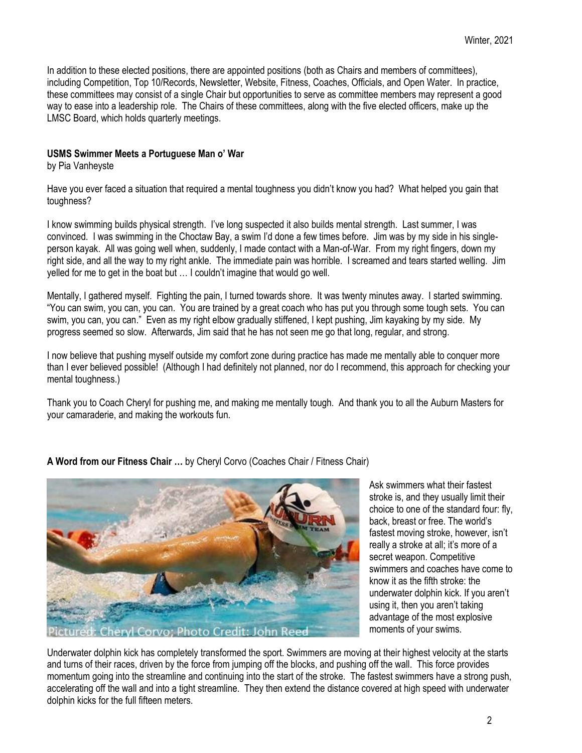In addition to these elected positions, there are appointed positions (both as Chairs and members of committees), including Competition, Top 10/Records, Newsletter, Website, Fitness, Coaches, Officials, and Open Water. In practice, these committees may consist of a single Chair but opportunities to serve as committee members may represent a good way to ease into a leadership role. The Chairs of these committees, along with the five elected officers, make up the LMSC Board, which holds quarterly meetings.

**USMS Swimmer Meets a Portuguese Man o' War**
by Pia Vanheyste

Have you ever faced a situation that required a mental toughness you didn't know you had? What helped you gain that toughness?

I know swimming builds physical strength. I've long suspected it also builds mental strength. Last summer, I was convinced. I was swimming in the Choctaw Bay, a swim I'd done a few times before. Jim was by my side in his single-person kayak. All was going well when, suddenly, I made contact with a Man-of-War. From my right fingers, down my right side, and all the way to my right ankle. The immediate pain was horrible. I screamed and tears started welling. Jim yelled for me to get in the boat but … I couldn't imagine that would go well.

Mentally, I gathered myself. Fighting the pain, I turned towards shore. It was twenty minutes away. I started swimming. "You can swim, you can, you can. You are trained by a great coach who has put you through some tough sets. You can swim, you can, you can." Even as my right elbow gradually stiffened, I kept pushing, Jim kayaking by my side. My progress seemed so slow. Afterwards, Jim said that he has not seen me go that long, regular, and strong.

I now believe that pushing myself outside my comfort zone during practice has made me mentally able to conquer more than I ever believed possible! (Although I had definitely not planned, nor do I recommend, this approach for checking your mental toughness.)

Thank you to Coach Cheryl for pushing me, and making me mentally tough. And thank you to all the Auburn Masters for your camaraderie, and making the workouts fun.

**A Word from our Fitness Chair …** by Cheryl Corvo (Coaches Chair / Fitness Chair)

Pictured: Cheryl Corvo; Photo Credit: John Reed

Ask swimmers what their fastest stroke is, and they usually limit their choice to one of the standard four: fly, back, breast or free. The world's fastest moving stroke, however, isn't really a stroke at all; it's more of a secret weapon. Competitive swimmers and coaches have come to know it as the fifth stroke: the underwater dolphin kick. If you aren't using it, then you aren't taking advantage of the most explosive moments of your swims.

Underwater dolphin kick has completely transformed the sport. Swimmers are moving at their highest velocity at the starts and turns of their races, driven by the force from jumping off the blocks, and pushing off the wall. This force provides momentum going into the streamline and continuing into the start of the stroke. The fastest swimmers have a strong push, accelerating off the wall and into a tight streamline. They then extend the distance covered at high speed with underwater dolphin kicks for the full fifteen meters.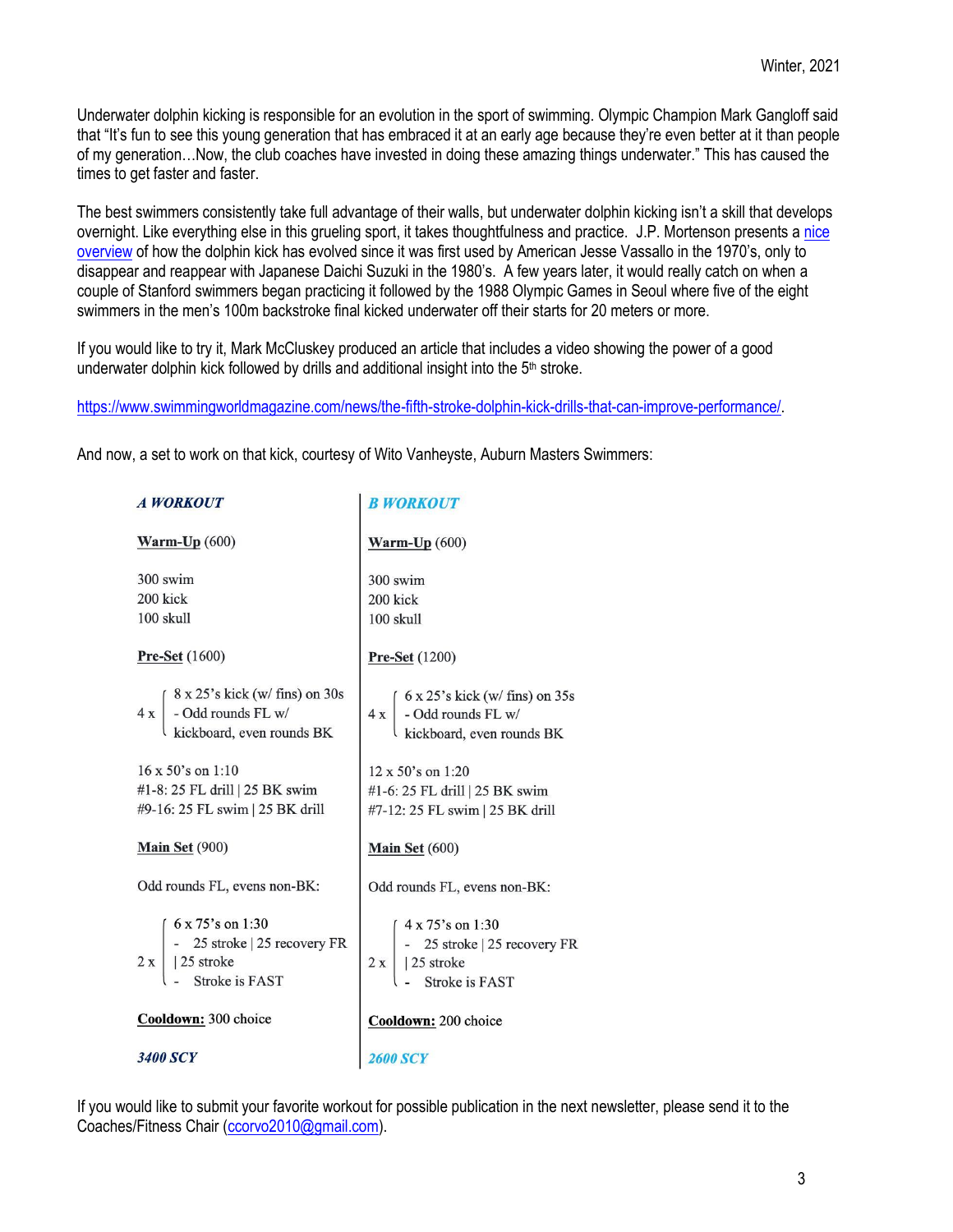Winter, 2021

Underwater dolphin kicking is responsible for an evolution in the sport of swimming. Olympic Champion Mark Gangloff said that "It's fun to see this young generation that has embraced it at an early age because they're even better at it than people of my generation…Now, the club coaches have invested in doing these amazing things underwater." This has caused the times to get faster and faster.

The best swimmers consistently take full advantage of their walls, but underwater dolphin kicking isn't a skill that develops overnight. Like everything else in this grueling sport, it takes thoughtfulness and practice. J.P. Mortenson presents a nice overview of how the dolphin kick has evolved since it was first used by American Jesse Vassallo in the 1970's, only to disappear and reappear with Japanese Daichi Suzuki in the 1980's. A few years later, it would really catch on when a couple of Stanford swimmers began practicing it followed by the 1988 Olympic Games in Seoul where five of the eight swimmers in the men's 100m backstroke final kicked underwater off their starts for 20 meters or more.

If you would like to try it, Mark McCluskey produced an article that includes a video showing the power of a good underwater dolphin kick followed by drills and additional insight into the 5th stroke.

https://www.swimmingworldmagazine.com/news/the-fifth-stroke-dolphin-kick-drills-that-can-improve-performance/.

And now, a set to work on that kick, courtesy of Wito Vanheyste, Auburn Masters Swimmers:

| ***A WORKOUT*** | ***B WORKOUT*** |
|---|---|
| **Warm-Up** (600) | **Warm-Up** (600) |
| 300 swim<br>200 kick<br>100 skull | 300 swim<br>200 kick<br>100 skull |
| **Pre-Set** (1600) | **Pre-Set** (1200) |
| 4 x { 8 x 25's kick (w/ fins) on 30s<br>- Odd rounds FL w/ kickboard, even rounds BK } | 4 x { 6 x 25's kick (w/ fins) on 35s<br>- Odd rounds FL w/ kickboard, even rounds BK } |
| 16 x 50's on 1:10<br>#1-8: 25 FL drill \| 25 BK swim<br>#9-16: 25 FL swim \| 25 BK drill | 12 x 50's on 1:20<br>#1-6: 25 FL drill \| 25 BK swim<br>#7-12: 25 FL swim \| 25 BK drill |
| **Main Set** (900) | **Main Set** (600) |
| Odd rounds FL, evens non-BK: | Odd rounds FL, evens non-BK: |
| 2 x { 6 x 75's on 1:30<br>- 25 stroke \| 25 recovery FR \| 25 stroke<br>- Stroke is FAST } | 2 x { 4 x 75's on 1:30<br>- 25 stroke \| 25 recovery FR \| 25 stroke<br>- Stroke is FAST } |
| **Cooldown:** 300 choice | **Cooldown:** 200 choice |
| ***3400 SCY*** | ***2600 SCY*** |

If you would like to submit your favorite workout for possible publication in the next newsletter, please send it to the Coaches/Fitness Chair (ccorvo2010@gmail.com).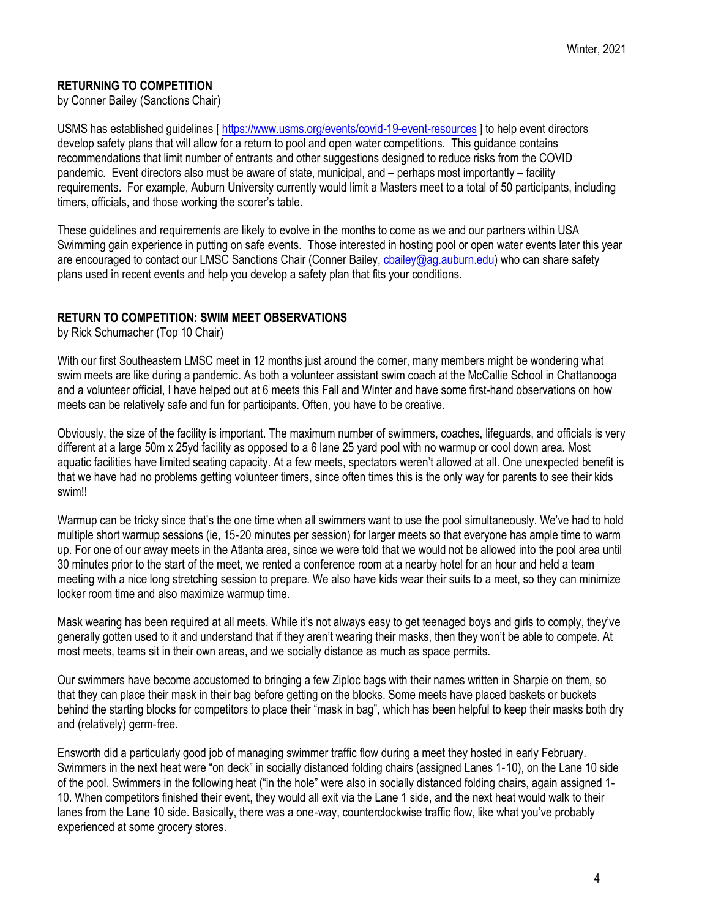## RETURNING TO COMPETITION

by Conner Bailey (Sanctions Chair)

USMS has established guidelines [ https://www.usms.org/events/covid-19-event-resources ] to help event directors develop safety plans that will allow for a return to pool and open water competitions. This guidance contains recommendations that limit number of entrants and other suggestions designed to reduce risks from the COVID pandemic. Event directors also must be aware of state, municipal, and – perhaps most importantly – facility requirements. For example, Auburn University currently would limit a Masters meet to a total of 50 participants, including timers, officials, and those working the scorer's table.

These guidelines and requirements are likely to evolve in the months to come as we and our partners within USA Swimming gain experience in putting on safe events. Those interested in hosting pool or open water events later this year are encouraged to contact our LMSC Sanctions Chair (Conner Bailey, cbailey@ag.auburn.edu) who can share safety plans used in recent events and help you develop a safety plan that fits your conditions.

## RETURN TO COMPETITION: SWIM MEET OBSERVATIONS

by Rick Schumacher (Top 10 Chair)

With our first Southeastern LMSC meet in 12 months just around the corner, many members might be wondering what swim meets are like during a pandemic. As both a volunteer assistant swim coach at the McCallie School in Chattanooga and a volunteer official, I have helped out at 6 meets this Fall and Winter and have some first-hand observations on how meets can be relatively safe and fun for participants. Often, you have to be creative.

Obviously, the size of the facility is important. The maximum number of swimmers, coaches, lifeguards, and officials is very different at a large 50m x 25yd facility as opposed to a 6 lane 25 yard pool with no warmup or cool down area. Most aquatic facilities have limited seating capacity. At a few meets, spectators weren't allowed at all. One unexpected benefit is that we have had no problems getting volunteer timers, since often times this is the only way for parents to see their kids swim!!

Warmup can be tricky since that's the one time when all swimmers want to use the pool simultaneously. We've had to hold multiple short warmup sessions (ie, 15-20 minutes per session) for larger meets so that everyone has ample time to warm up. For one of our away meets in the Atlanta area, since we were told that we would not be allowed into the pool area until 30 minutes prior to the start of the meet, we rented a conference room at a nearby hotel for an hour and held a team meeting with a nice long stretching session to prepare. We also have kids wear their suits to a meet, so they can minimize locker room time and also maximize warmup time.

Mask wearing has been required at all meets. While it's not always easy to get teenaged boys and girls to comply, they've generally gotten used to it and understand that if they aren't wearing their masks, then they won't be able to compete. At most meets, teams sit in their own areas, and we socially distance as much as space permits.

Our swimmers have become accustomed to bringing a few Ziploc bags with their names written in Sharpie on them, so that they can place their mask in their bag before getting on the blocks. Some meets have placed baskets or buckets behind the starting blocks for competitors to place their "mask in bag", which has been helpful to keep their masks both dry and (relatively) germ-free.

Ensworth did a particularly good job of managing swimmer traffic flow during a meet they hosted in early February. Swimmers in the next heat were "on deck" in socially distanced folding chairs (assigned Lanes 1-10), on the Lane 10 side of the pool. Swimmers in the following heat ("in the hole" were also in socially distanced folding chairs, again assigned 1-10. When competitors finished their event, they would all exit via the Lane 1 side, and the next heat would walk to their lanes from the Lane 10 side. Basically, there was a one-way, counterclockwise traffic flow, like what you've probably experienced at some grocery stores.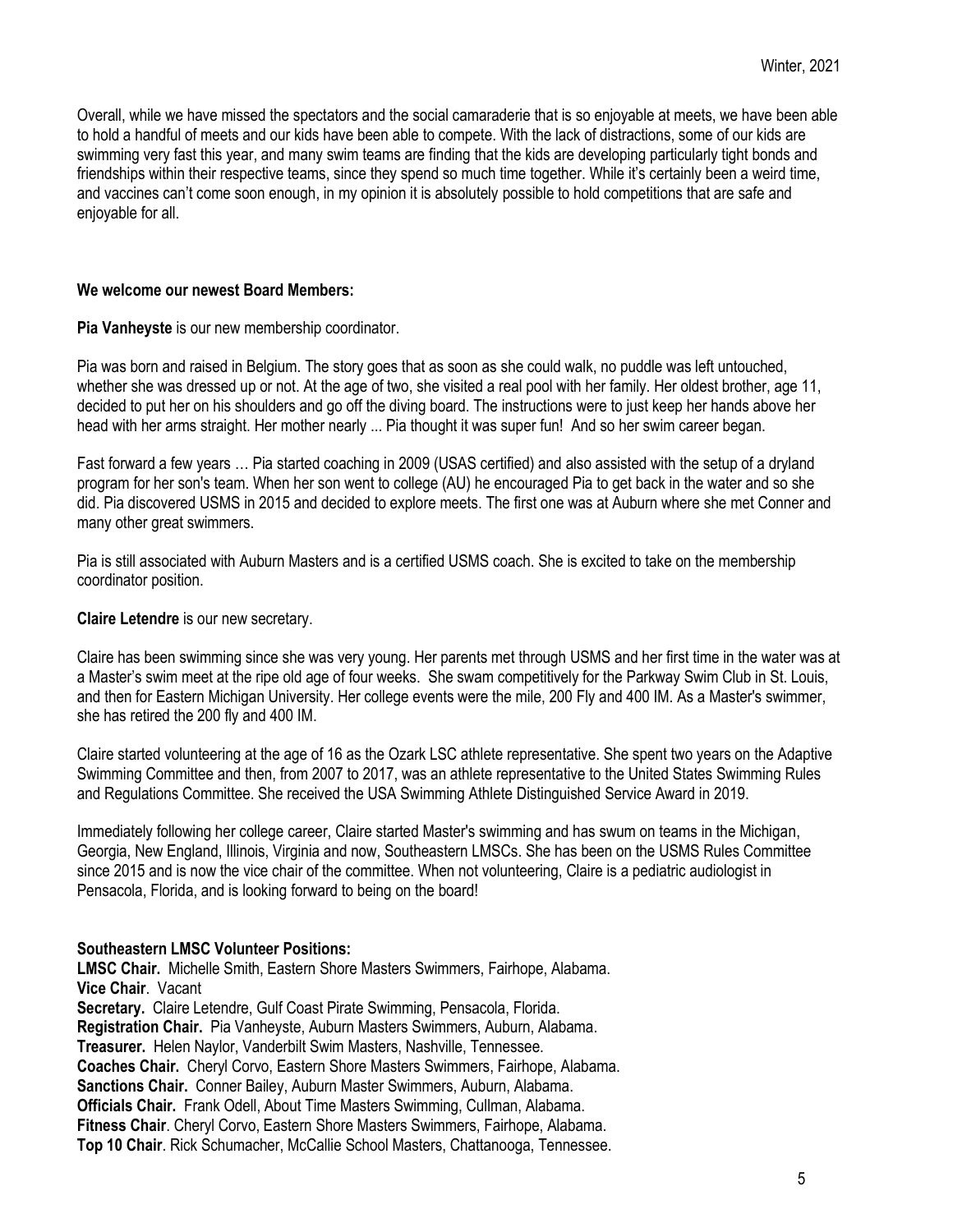Overall, while we have missed the spectators and the social camaraderie that is so enjoyable at meets, we have been able to hold a handful of meets and our kids have been able to compete. With the lack of distractions, some of our kids are swimming very fast this year, and many swim teams are finding that the kids are developing particularly tight bonds and friendships within their respective teams, since they spend so much time together. While it's certainly been a weird time, and vaccines can't come soon enough, in my opinion it is absolutely possible to hold competitions that are safe and enjoyable for all.

**We welcome our newest Board Members:**

**Pia Vanheyste** is our new membership coordinator.

Pia was born and raised in Belgium. The story goes that as soon as she could walk, no puddle was left untouched, whether she was dressed up or not. At the age of two, she visited a real pool with her family. Her oldest brother, age 11, decided to put her on his shoulders and go off the diving board. The instructions were to just keep her hands above her head with her arms straight. Her mother nearly ... Pia thought it was super fun! And so her swim career began.

Fast forward a few years … Pia started coaching in 2009 (USAS certified) and also assisted with the setup of a dryland program for her son's team. When her son went to college (AU) he encouraged Pia to get back in the water and so she did. Pia discovered USMS in 2015 and decided to explore meets. The first one was at Auburn where she met Conner and many other great swimmers.

Pia is still associated with Auburn Masters and is a certified USMS coach. She is excited to take on the membership coordinator position.

**Claire Letendre** is our new secretary.

Claire has been swimming since she was very young. Her parents met through USMS and her first time in the water was at a Master's swim meet at the ripe old age of four weeks. She swam competitively for the Parkway Swim Club in St. Louis, and then for Eastern Michigan University. Her college events were the mile, 200 Fly and 400 IM. As a Master's swimmer, she has retired the 200 fly and 400 IM.

Claire started volunteering at the age of 16 as the Ozark LSC athlete representative. She spent two years on the Adaptive Swimming Committee and then, from 2007 to 2017, was an athlete representative to the United States Swimming Rules and Regulations Committee. She received the USA Swimming Athlete Distinguished Service Award in 2019.

Immediately following her college career, Claire started Master's swimming and has swum on teams in the Michigan, Georgia, New England, Illinois, Virginia and now, Southeastern LMSCs. She has been on the USMS Rules Committee since 2015 and is now the vice chair of the committee. When not volunteering, Claire is a pediatric audiologist in Pensacola, Florida, and is looking forward to being on the board!

**Southeastern LMSC Volunteer Positions:**
**LMSC Chair.** Michelle Smith, Eastern Shore Masters Swimmers, Fairhope, Alabama.
**Vice Chair**. Vacant
**Secretary.** Claire Letendre, Gulf Coast Pirate Swimming, Pensacola, Florida.
**Registration Chair.** Pia Vanheyste, Auburn Masters Swimmers, Auburn, Alabama.
**Treasurer.** Helen Naylor, Vanderbilt Swim Masters, Nashville, Tennessee.
**Coaches Chair.** Cheryl Corvo, Eastern Shore Masters Swimmers, Fairhope, Alabama.
**Sanctions Chair.** Conner Bailey, Auburn Master Swimmers, Auburn, Alabama.
**Officials Chair.** Frank Odell, About Time Masters Swimming, Cullman, Alabama.
**Fitness Chair**. Cheryl Corvo, Eastern Shore Masters Swimmers, Fairhope, Alabama.
**Top 10 Chair**. Rick Schumacher, McCallie School Masters, Chattanooga, Tennessee.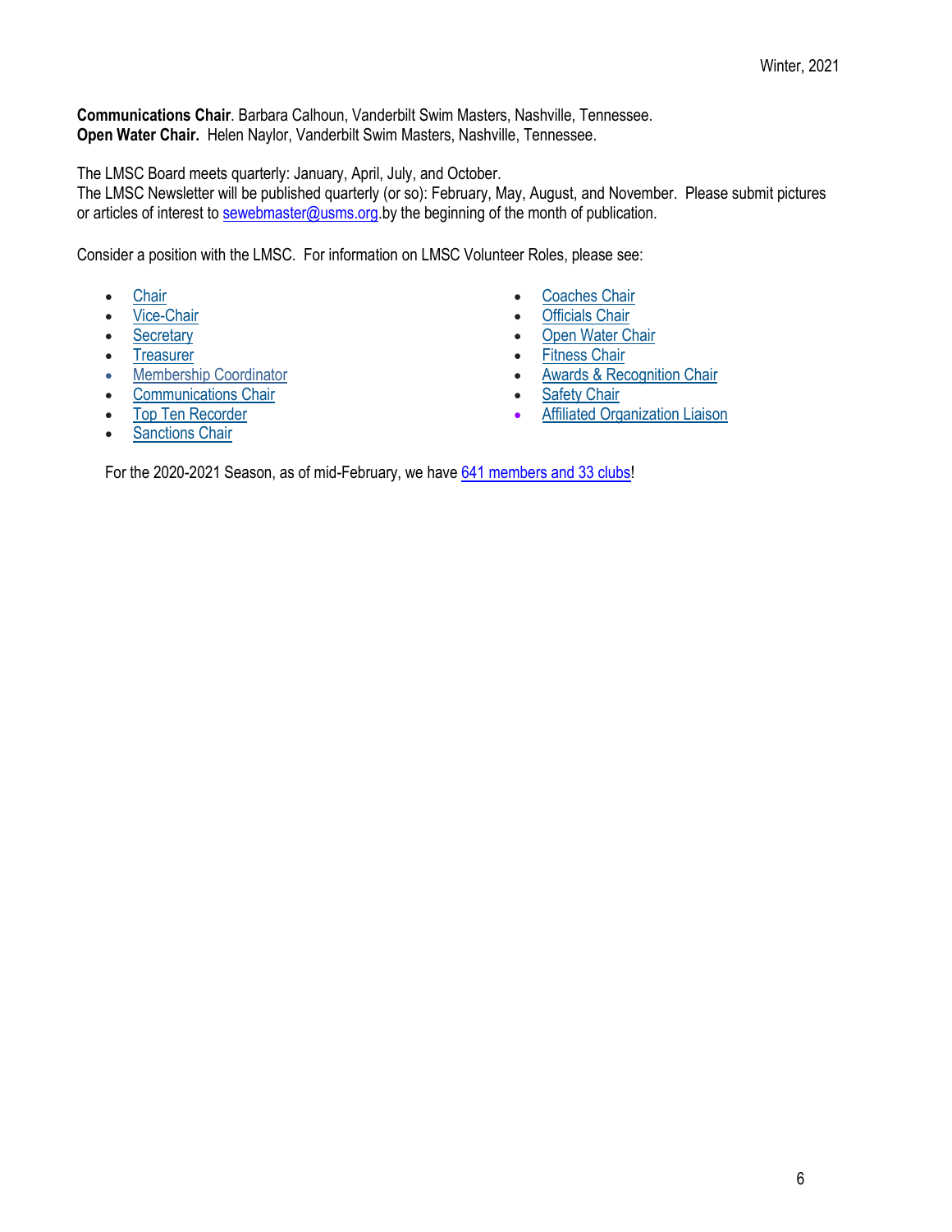**Communications Chair**. Barbara Calhoun, Vanderbilt Swim Masters, Nashville, Tennessee.
**Open Water Chair.** Helen Naylor, Vanderbilt Swim Masters, Nashville, Tennessee.

The LMSC Board meets quarterly: January, April, July, and October.
The LMSC Newsletter will be published quarterly (or so): February, May, August, and November. Please submit pictures or articles of interest to sewebmaster@usms.org.by the beginning of the month of publication.

Consider a position with the LMSC. For information on LMSC Volunteer Roles, please see:

- Chair
- Vice-Chair
- Secretary
- Treasurer
- Membership Coordinator
- Communications Chair
- Top Ten Recorder
- Sanctions Chair
- Coaches Chair
- Officials Chair
- Open Water Chair
- Fitness Chair
- Awards & Recognition Chair
- Safety Chair
- Affiliated Organization Liaison

For the 2020-2021 Season, as of mid-February, we have 641 members and 33 clubs!